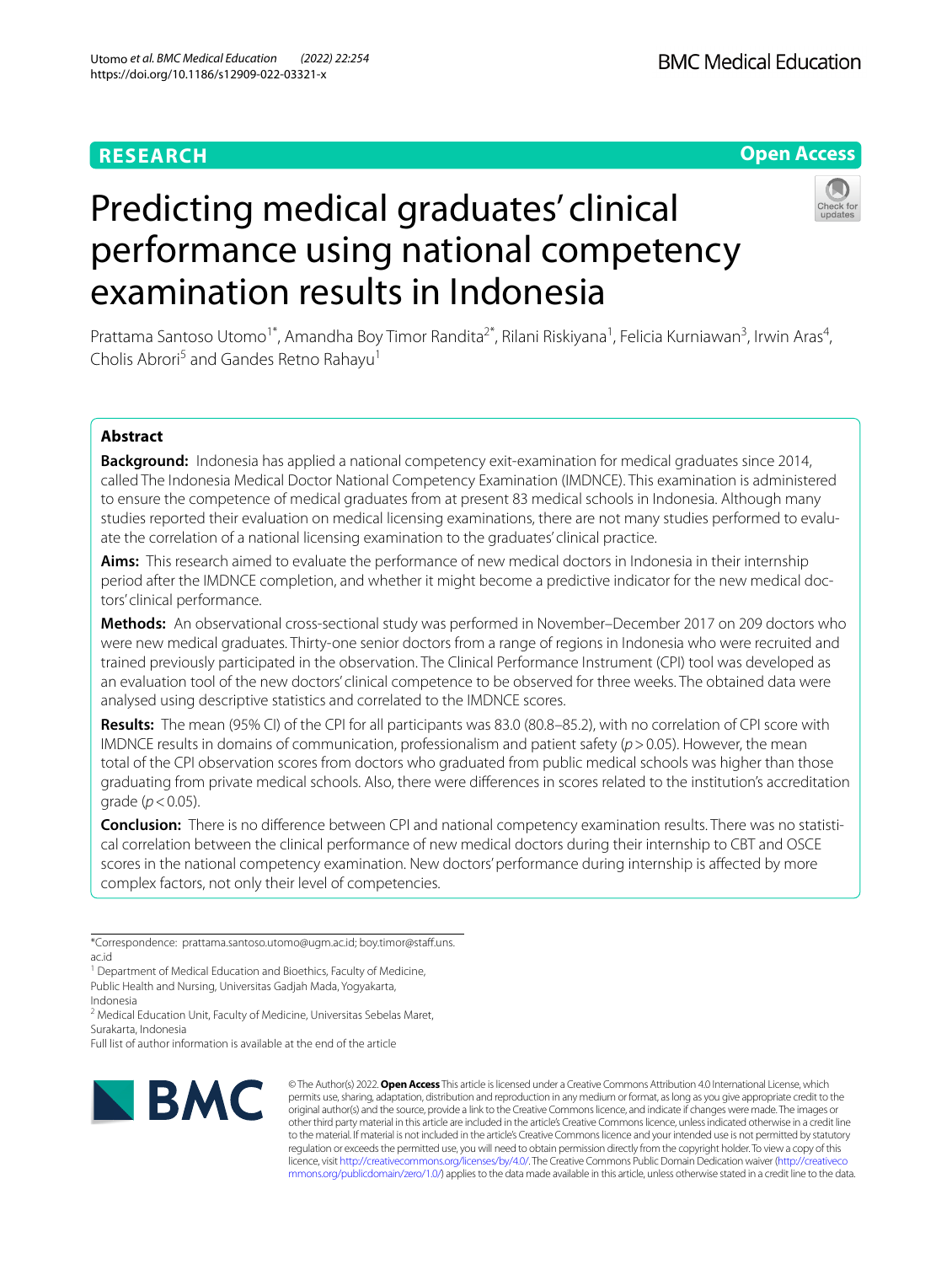RESEARCH

Open Access

# Predicting medical graduates' clinical performance using national competency examination results in Indonesia

Prattama Santoso Utomo[1*], Amandha Boy Timor Randita[2*], Rilani Riskiyana[1], Felicia Kurniawan[3], Irwin Aras[4], Cholis Abrori[5] and Gandes Retno Rahayu[1]

## Abstract

**Background:** Indonesia has applied a national competency exit-examination for medical graduates since 2014, called The Indonesia Medical Doctor National Competency Examination (IMDNCE). This examination is administered to ensure the competence of medical graduates from at present 83 medical schools in Indonesia. Although many studies reported their evaluation on medical licensing examinations, there are not many studies performed to evaluate the correlation of a national licensing examination to the graduates' clinical practice.

**Aims:** This research aimed to evaluate the performance of new medical doctors in Indonesia in their internship period after the IMDNCE completion, and whether it might become a predictive indicator for the new medical doctors' clinical performance.

**Methods:** An observational cross-sectional study was performed in November–December 2017 on 209 doctors who were new medical graduates. Thirty-one senior doctors from a range of regions in Indonesia who were recruited and trained previously participated in the observation. The Clinical Performance Instrument (CPI) tool was developed as an evaluation tool of the new doctors' clinical competence to be observed for three weeks. The obtained data were analysed using descriptive statistics and correlated to the IMDNCE scores.

**Results:** The mean (95% CI) of the CPI for all participants was 83.0 (80.8–85.2), with no correlation of CPI score with IMDNCE results in domains of communication, professionalism and patient safety ($p > 0.05$). However, the mean total of the CPI observation scores from doctors who graduated from public medical schools was higher than those graduating from private medical schools. Also, there were differences in scores related to the institution's accreditation grade ($p < 0.05$).

**Conclusion:** There is no difference between CPI and national competency examination results. There was no statistical correlation between the clinical performance of new medical doctors during their internship to CBT and OSCE scores in the national competency examination. New doctors' performance during internship is affected by more complex factors, not only their level of competencies.

*Correspondence: prattama.santoso.utomo@ugm.ac.id; boy.timor@staff.uns.ac.id

[1] Department of Medical Education and Bioethics, Faculty of Medicine, Public Health and Nursing, Universitas Gadjah Mada, Yogyakarta, Indonesia

[2] Medical Education Unit, Faculty of Medicine, Universitas Sebelas Maret, Surakarta, Indonesia

Full list of author information is available at the end of the article

© The Author(s) 2022. **Open Access** This article is licensed under a Creative Commons Attribution 4.0 International License, which permits use, sharing, adaptation, distribution and reproduction in any medium or format, as long as you give appropriate credit to the original author(s) and the source, provide a link to the Creative Commons licence, and indicate if changes were made. The images or other third party material in this article are included in the article's Creative Commons licence, unless indicated otherwise in a credit line to the material. If material is not included in the article's Creative Commons licence and your intended use is not permitted by statutory regulation or exceeds the permitted use, you will need to obtain permission directly from the copyright holder. To view a copy of this licence, visit http://creativecommons.org/licenses/by/4.0/. The Creative Commons Public Domain Dedication waiver (http://creativecommons.org/publicdomain/zero/1.0/) applies to the data made available in this article, unless otherwise stated in a credit line to the data.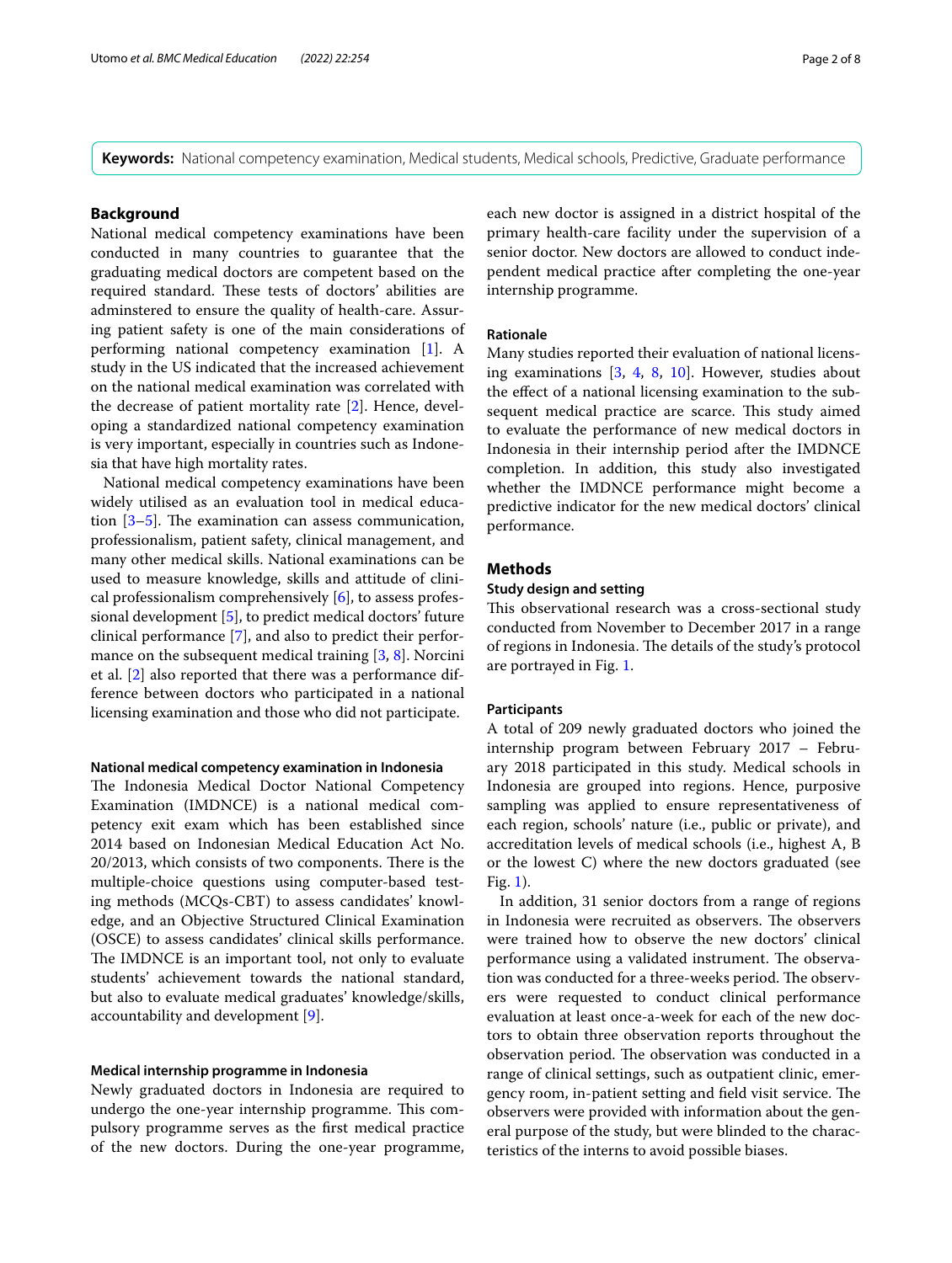**Keywords:** National competency examination, Medical students, Medical schools, Predictive, Graduate performance

## Background

National medical competency examinations have been conducted in many countries to guarantee that the graduating medical doctors are competent based on the required standard. These tests of doctors' abilities are adminstered to ensure the quality of health-care. Assuring patient safety is one of the main considerations of performing national competency examination [1]. A study in the US indicated that the increased achievement on the national medical examination was correlated with the decrease of patient mortality rate [2]. Hence, developing a standardized national competency examination is very important, especially in countries such as Indonesia that have high mortality rates.

National medical competency examinations have been widely utilised as an evaluation tool in medical education [3–5]. The examination can assess communication, professionalism, patient safety, clinical management, and many other medical skills. National examinations can be used to measure knowledge, skills and attitude of clinical professionalism comprehensively [6], to assess professional development [5], to predict medical doctors' future clinical performance [7], and also to predict their performance on the subsequent medical training [3, 8]. Norcini et al. [2] also reported that there was a performance difference between doctors who participated in a national licensing examination and those who did not participate.

### National medical competency examination in Indonesia

The Indonesia Medical Doctor National Competency Examination (IMDNCE) is a national medical competency exit exam which has been established since 2014 based on Indonesian Medical Education Act No. 20/2013, which consists of two components. There is the multiple-choice questions using computer-based testing methods (MCQs-CBT) to assess candidates' knowledge, and an Objective Structured Clinical Examination (OSCE) to assess candidates' clinical skills performance. The IMDNCE is an important tool, not only to evaluate students' achievement towards the national standard, but also to evaluate medical graduates' knowledge/skills, accountability and development [9].

### Medical internship programme in Indonesia

Newly graduated doctors in Indonesia are required to undergo the one-year internship programme. This compulsory programme serves as the first medical practice of the new doctors. During the one-year programme, each new doctor is assigned in a district hospital of the primary health-care facility under the supervision of a senior doctor. New doctors are allowed to conduct independent medical practice after completing the one-year internship programme.

### Rationale

Many studies reported their evaluation of national licensing examinations [3, 4, 8, 10]. However, studies about the effect of a national licensing examination to the subsequent medical practice are scarce. This study aimed to evaluate the performance of new medical doctors in Indonesia in their internship period after the IMDNCE completion. In addition, this study also investigated whether the IMDNCE performance might become a predictive indicator for the new medical doctors' clinical performance.

## Methods

### Study design and setting

This observational research was a cross-sectional study conducted from November to December 2017 in a range of regions in Indonesia. The details of the study's protocol are portrayed in Fig. 1.

### Participants

A total of 209 newly graduated doctors who joined the internship program between February 2017 – February 2018 participated in this study. Medical schools in Indonesia are grouped into regions. Hence, purposive sampling was applied to ensure representativeness of each region, schools' nature (i.e., public or private), and accreditation levels of medical schools (i.e., highest A, B or the lowest C) where the new doctors graduated (see Fig. 1).

In addition, 31 senior doctors from a range of regions in Indonesia were recruited as observers. The observers were trained how to observe the new doctors' clinical performance using a validated instrument. The observation was conducted for a three-weeks period. The observers were requested to conduct clinical performance evaluation at least once-a-week for each of the new doctors to obtain three observation reports throughout the observation period. The observation was conducted in a range of clinical settings, such as outpatient clinic, emergency room, in-patient setting and field visit service. The observers were provided with information about the general purpose of the study, but were blinded to the characteristics of the interns to avoid possible biases.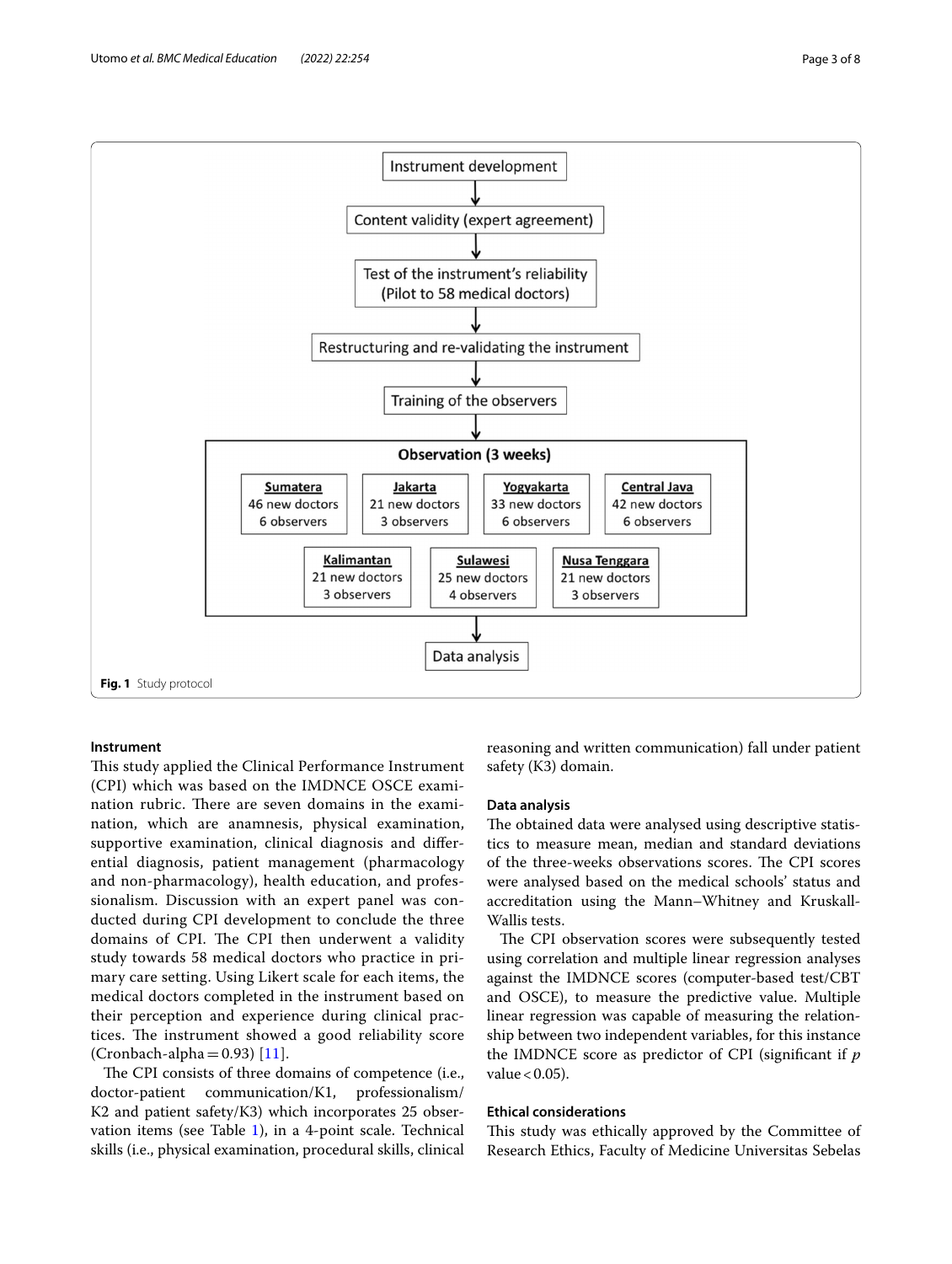Instrument development

Content validity (expert agreement)

Test of the instrument's reliability (Pilot to 58 medical doctors)

Restructuring and re-validating the instrument

Training of the observers

**Observation (3 weeks)**

| Region | New doctors | Observers |
|---|---|---|
| Sumatera | 46 new doctors | 6 observers |
| Jakarta | 21 new doctors | 3 observers |
| Yogyakarta | 33 new doctors | 6 observers |
| Central Java | 42 new doctors | 6 observers |
| Kalimantan | 21 new doctors | 3 observers |
| Sulawesi | 25 new doctors | 4 observers |
| Nusa Tenggara | 21 new doctors | 3 observers |

Data analysis

**Fig. 1** Study protocol

### Instrument

This study applied the Clinical Performance Instrument (CPI) which was based on the IMDNCE OSCE examination rubric. There are seven domains in the examination, which are anamnesis, physical examination, supportive examination, clinical diagnosis and differential diagnosis, patient management (pharmacology and non-pharmacology), health education, and professionalism. Discussion with an expert panel was conducted during CPI development to conclude the three domains of CPI. The CPI then underwent a validity study towards 58 medical doctors who practice in primary care setting. Using Likert scale for each items, the medical doctors completed in the instrument based on their perception and experience during clinical practices. The instrument showed a good reliability score (Cronbach-alpha = 0.93) [11].

The CPI consists of three domains of competence (i.e., doctor-patient communication/K1, professionalism/K2 and patient safety/K3) which incorporates 25 observation items (see Table 1), in a 4-point scale. Technical skills (i.e., physical examination, procedural skills, clinical reasoning and written communication) fall under patient safety (K3) domain.

### Data analysis

The obtained data were analysed using descriptive statistics to measure mean, median and standard deviations of the three-weeks observations scores. The CPI scores were analysed based on the medical schools' status and accreditation using the Mann–Whitney and Kruskall-Wallis tests.

The CPI observation scores were subsequently tested using correlation and multiple linear regression analyses against the IMDNCE scores (computer-based test/CBT and OSCE), to measure the predictive value. Multiple linear regression was capable of measuring the relationship between two independent variables, for this instance the IMDNCE score as predictor of CPI (significant if $p$ value < 0.05).

### Ethical considerations

This study was ethically approved by the Committee of Research Ethics, Faculty of Medicine Universitas Sebelas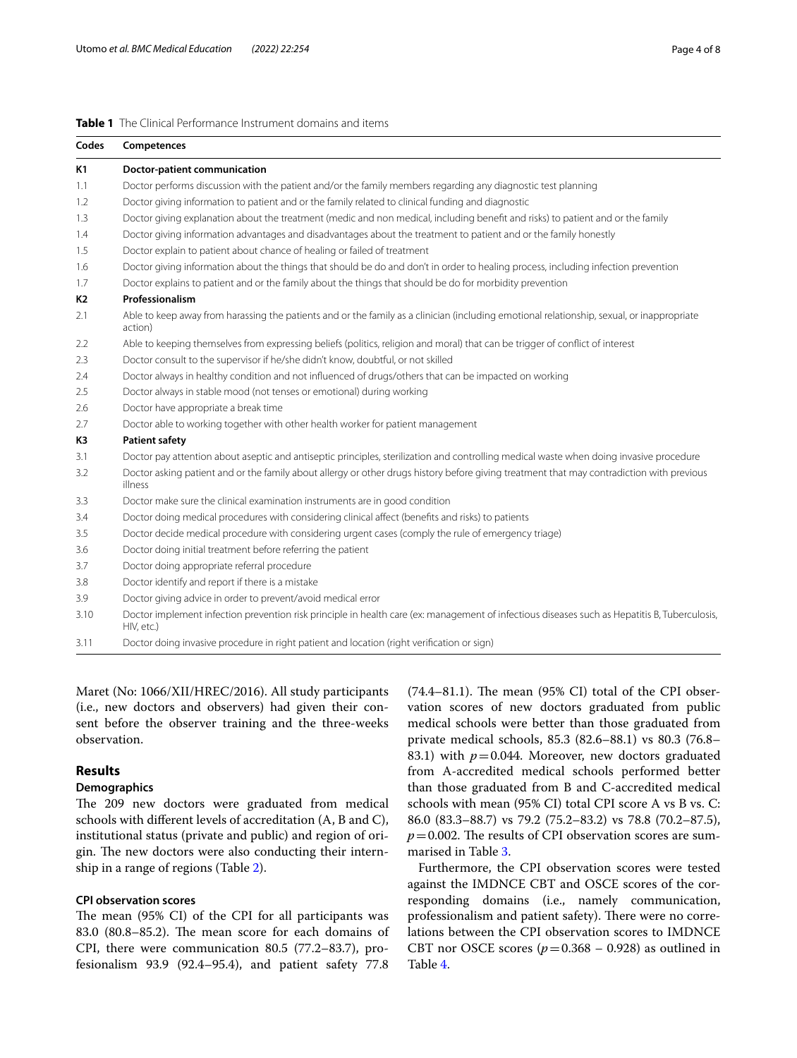**Table 1** The Clinical Performance Instrument domains and items

| Codes | Competences |
|---|---|
| **K1** | **Doctor-patient communication** |
| 1.1 | Doctor performs discussion with the patient and/or the family members regarding any diagnostic test planning |
| 1.2 | Doctor giving information to patient and or the family related to clinical funding and diagnostic |
| 1.3 | Doctor giving explanation about the treatment (medic and non medical, including benefit and risks) to patient and or the family |
| 1.4 | Doctor giving information advantages and disadvantages about the treatment to patient and or the family honestly |
| 1.5 | Doctor explain to patient about chance of healing or failed of treatment |
| 1.6 | Doctor giving information about the things that should be do and don't in order to healing process, including infection prevention |
| 1.7 | Doctor explains to patient and or the family about the things that should be do for morbidity prevention |
| **K2** | **Professionalism** |
| 2.1 | Able to keep away from harassing the patients and or the family as a clinician (including emotional relationship, sexual, or inappropriate action) |
| 2.2 | Able to keeping themselves from expressing beliefs (politics, religion and moral) that can be trigger of conflict of interest |
| 2.3 | Doctor consult to the supervisor if he/she didn't know, doubtful, or not skilled |
| 2.4 | Doctor always in healthy condition and not influenced of drugs/others that can be impacted on working |
| 2.5 | Doctor always in stable mood (not tenses or emotional) during working |
| 2.6 | Doctor have appropriate a break time |
| 2.7 | Doctor able to working together with other health worker for patient management |
| **K3** | **Patient safety** |
| 3.1 | Doctor pay attention about aseptic and antiseptic principles, sterilization and controlling medical waste when doing invasive procedure |
| 3.2 | Doctor asking patient and or the family about allergy or other drugs history before giving treatment that may contradiction with previous illness |
| 3.3 | Doctor make sure the clinical examination instruments are in good condition |
| 3.4 | Doctor doing medical procedures with considering clinical affect (benefits and risks) to patients |
| 3.5 | Doctor decide medical procedure with considering urgent cases (comply the rule of emergency triage) |
| 3.6 | Doctor doing initial treatment before referring the patient |
| 3.7 | Doctor doing appropriate referral procedure |
| 3.8 | Doctor identify and report if there is a mistake |
| 3.9 | Doctor giving advice in order to prevent/avoid medical error |
| 3.10 | Doctor implement infection prevention risk principle in health care (ex: management of infectious diseases such as Hepatitis B, Tuberculosis, HIV, etc.) |
| 3.11 | Doctor doing invasive procedure in right patient and location (right verification or sign) |

Maret (No: 1066/XII/HREC/2016). All study participants (i.e., new doctors and observers) had given their consent before the observer training and the three-weeks observation.

## Results

### Demographics

The 209 new doctors were graduated from medical schools with different levels of accreditation (A, B and C), institutional status (private and public) and region of origin. The new doctors were also conducting their internship in a range of regions (Table 2).

### CPI observation scores

The mean (95% CI) of the CPI for all participants was 83.0 (80.8–85.2). The mean score for each domains of CPI, there were communication 80.5 (77.2–83.7), profesionalism 93.9 (92.4–95.4), and patient safety 77.8 (74.4–81.1). The mean (95% CI) total of the CPI observation scores of new doctors graduated from public medical schools were better than those graduated from private medical schools, 85.3 (82.6–88.1) vs 80.3 (76.8–83.1) with $p=0.044$. Moreover, new doctors graduated from A-accredited medical schools performed better than those graduated from B and C-accredited medical schools with mean (95% CI) total CPI score A vs B vs. C: 86.0 (83.3–88.7) vs 79.2 (75.2–83.2) vs 78.8 (70.2–87.5), $p=0.002$. The results of CPI observation scores are summarised in Table 3.

Furthermore, the CPI observation scores were tested against the IMDNCE CBT and OSCE scores of the corresponding domains (i.e., namely communication, professionalism and patient safety). There were no correlations between the CPI observation scores to IMDNCE CBT nor OSCE scores ($p=0.368$ – $0.928$) as outlined in Table 4.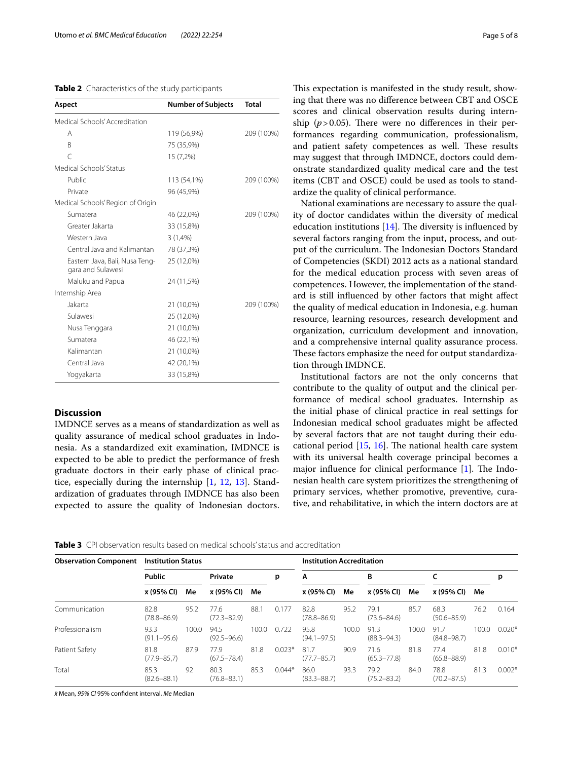**Table 2** Characteristics of the study participants

| Aspect | Number of Subjects | Total |
|---|---|---|
| Medical Schools' Accreditation | | |
| A | 119 (56,9%) | 209 (100%) |
| B | 75 (35,9%) | |
| C | 15 (7,2%) | |
| Medical Schools' Status | | |
| Public | 113 (54,1%) | 209 (100%) |
| Private | 96 (45,9%) | |
| Medical Schools' Region of Origin | | |
| Sumatera | 46 (22,0%) | 209 (100%) |
| Greater Jakarta | 33 (15,8%) | |
| Western Java | 3 (1,4%) | |
| Central Java and Kalimantan | 78 (37,3%) | |
| Eastern Java, Bali, Nusa Tenggara and Sulawesi | 25 (12,0%) | |
| Maluku and Papua | 24 (11,5%) | |
| Internship Area | | |
| Jakarta | 21 (10,0%) | 209 (100%) |
| Sulawesi | 25 (12,0%) | |
| Nusa Tenggara | 21 (10,0%) | |
| Sumatera | 46 (22,1%) | |
| Kalimantan | 21 (10,0%) | |
| Central Java | 42 (20,1%) | |
| Yogyakarta | 33 (15,8%) | |

## Discussion

IMDNCE serves as a means of standardization as well as quality assurance of medical school graduates in Indonesia. As a standardized exit examination, IMDNCE is expected to be able to predict the performance of fresh graduate doctors in their early phase of clinical practice, especially during the internship [1, 12, 13]. Standardization of graduates through IMDNCE has also been expected to assure the quality of Indonesian doctors. This expectation is manifested in the study result, showing that there was no difference between CBT and OSCE scores and clinical observation results during internship ($p > 0.05$). There were no differences in their performances regarding communication, professionalism, and patient safety competences as well. These results may suggest that through IMDNCE, doctors could demonstrate standardized quality medical care and the test items (CBT and OSCE) could be used as tools to standardize the quality of clinical performance.

National examinations are necessary to assure the quality of doctor candidates within the diversity of medical education institutions [14]. The diversity is influenced by several factors ranging from the input, process, and output of the curriculum. The Indonesian Doctors Standard of Competencies (SKDI) 2012 acts as a national standard for the medical education process with seven areas of competences. However, the implementation of the standard is still influenced by other factors that might affect the quality of medical education in Indonesia, e.g. human resource, learning resources, research development and organization, curriculum development and innovation, and a comprehensive internal quality assurance process. These factors emphasize the need for output standardization through IMDNCE.

Institutional factors are not the only concerns that contribute to the quality of output and the clinical performance of medical school graduates. Internship as the initial phase of clinical practice in real settings for Indonesian medical school graduates might be affected by several factors that are not taught during their educational period [15, 16]. The national health care system with its universal health coverage principal becomes a major influence for clinical performance [1]. The Indonesian health care system prioritizes the strengthening of primary services, whether promotive, preventive, curative, and rehabilitative, in which the intern doctors are at

**Table 3** CPI observation results based on medical schools' status and accreditation

| Observation Component | Institution Status | | | | | Institution Accreditation | | | | | | |
|---|---|---|---|---|---|---|---|---|---|---|---|---|
| | Public | | Private | | p | A | | B | | C | | p |
| | x̄ (95% CI) | Me | x̄ (95% CI) | Me | | x̄ (95% CI) | Me | x̄ (95% CI) | Me | x̄ (95% CI) | Me | |
| Communication | 82.8 (78.8–86.9) | 95.2 | 77.6 (72.3–82.9) | 88.1 | 0.177 | 82.8 (78.8–86.9) | 95.2 | 79.1 (73.6–84.6) | 85.7 | 68.3 (50.6–85.9) | 76.2 | 0.164 |
| Professionalism | 93.3 (91.1–95.6) | 100.0 | 94.5 (92.5–96.6) | 100.0 | 0.722 | 95.8 (94.1–97.5) | 100.0 | 91.3 (88.3–94.3) | 100.0 | 91.7 (84.8–98.7) | 100.0 | 0.020* |
| Patient Safety | 81.8 (77.9–85,7) | 87.9 | 77.9 (67.5–78.4) | 81.8 | 0.023* | 81.7 (77.7–85.7) | 90.9 | 71.6 (65.3–77.8) | 81.8 | 77.4 (65.8–88.9) | 81.8 | 0.010* |
| Total | 85.3 (82.6–88.1) | 92 | 80.3 (76.8–83.1) | 85.3 | 0.044* | 86.0 (83.3–88.7) | 93.3 | 79.2 (75.2–83.2) | 84.0 | 78.8 (70.2–87.5) | 81.3 | 0.002* |

x̄ Mean, *95% CI* 95% confident interval, *Me* Median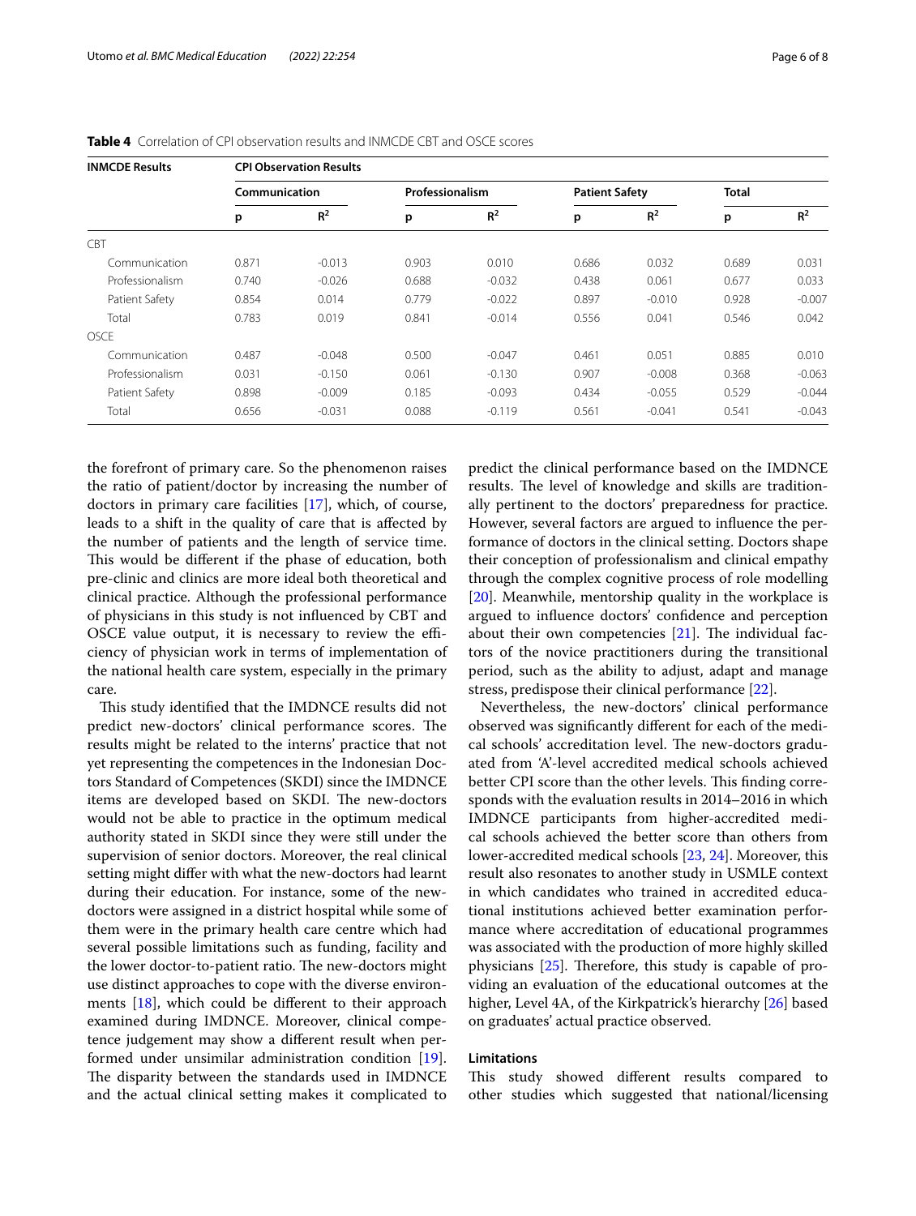**Table 4** Correlation of CPI observation results and INMCDE CBT and OSCE scores

| INMCDE Results | CPI Observation Results | | | | | | | |
|---|---|---|---|---|---|---|---|---|
| | Communication | | Professionalism | | Patient Safety | | Total | |
| | p | $R^2$ | p | $R^2$ | p | $R^2$ | p | $R^2$ |
| CBT | | | | | | | | |
| Communication | 0.871 | -0.013 | 0.903 | 0.010 | 0.686 | 0.032 | 0.689 | 0.031 |
| Professionalism | 0.740 | -0.026 | 0.688 | -0.032 | 0.438 | 0.061 | 0.677 | 0.033 |
| Patient Safety | 0.854 | 0.014 | 0.779 | -0.022 | 0.897 | -0.010 | 0.928 | -0.007 |
| Total | 0.783 | 0.019 | 0.841 | -0.014 | 0.556 | 0.041 | 0.546 | 0.042 |
| OSCE | | | | | | | | |
| Communication | 0.487 | -0.048 | 0.500 | -0.047 | 0.461 | 0.051 | 0.885 | 0.010 |
| Professionalism | 0.031 | -0.150 | 0.061 | -0.130 | 0.907 | -0.008 | 0.368 | -0.063 |
| Patient Safety | 0.898 | -0.009 | 0.185 | -0.093 | 0.434 | -0.055 | 0.529 | -0.044 |
| Total | 0.656 | -0.031 | 0.088 | -0.119 | 0.561 | -0.041 | 0.541 | -0.043 |

the forefront of primary care. So the phenomenon raises the ratio of patient/doctor by increasing the number of doctors in primary care facilities [17], which, of course, leads to a shift in the quality of care that is affected by the number of patients and the length of service time. This would be different if the phase of education, both pre-clinic and clinics are more ideal both theoretical and clinical practice. Although the professional performance of physicians in this study is not influenced by CBT and OSCE value output, it is necessary to review the efficiency of physician work in terms of implementation of the national health care system, especially in the primary care.

This study identified that the IMDNCE results did not predict new-doctors' clinical performance scores. The results might be related to the interns' practice that not yet representing the competences in the Indonesian Doctors Standard of Competences (SKDI) since the IMDNCE items are developed based on SKDI. The new-doctors would not be able to practice in the optimum medical authority stated in SKDI since they were still under the supervision of senior doctors. Moreover, the real clinical setting might differ with what the new-doctors had learnt during their education. For instance, some of the new-doctors were assigned in a district hospital while some of them were in the primary health care centre which had several possible limitations such as funding, facility and the lower doctor-to-patient ratio. The new-doctors might use distinct approaches to cope with the diverse environments [18], which could be different to their approach examined during IMDNCE. Moreover, clinical competence judgement may show a different result when performed under unsimilar administration condition [19]. The disparity between the standards used in IMDNCE and the actual clinical setting makes it complicated to predict the clinical performance based on the IMDNCE results. The level of knowledge and skills are traditionally pertinent to the doctors' preparedness for practice. However, several factors are argued to influence the performance of doctors in the clinical setting. Doctors shape their conception of professionalism and clinical empathy through the complex cognitive process of role modelling [20]. Meanwhile, mentorship quality in the workplace is argued to influence doctors' confidence and perception about their own competencies [21]. The individual factors of the novice practitioners during the transitional period, such as the ability to adjust, adapt and manage stress, predispose their clinical performance [22].

Nevertheless, the new-doctors' clinical performance observed was significantly different for each of the medical schools' accreditation level. The new-doctors graduated from 'A'-level accredited medical schools achieved better CPI score than the other levels. This finding corresponds with the evaluation results in 2014–2016 in which IMDNCE participants from higher-accredited medical schools achieved the better score than others from lower-accredited medical schools [23, 24]. Moreover, this result also resonates to another study in USMLE context in which candidates who trained in accredited educational institutions achieved better examination performance where accreditation of educational programmes was associated with the production of more highly skilled physicians [25]. Therefore, this study is capable of providing an evaluation of the educational outcomes at the higher, Level 4A, of the Kirkpatrick's hierarchy [26] based on graduates' actual practice observed.

### Limitations

This study showed different results compared to other studies which suggested that national/licensing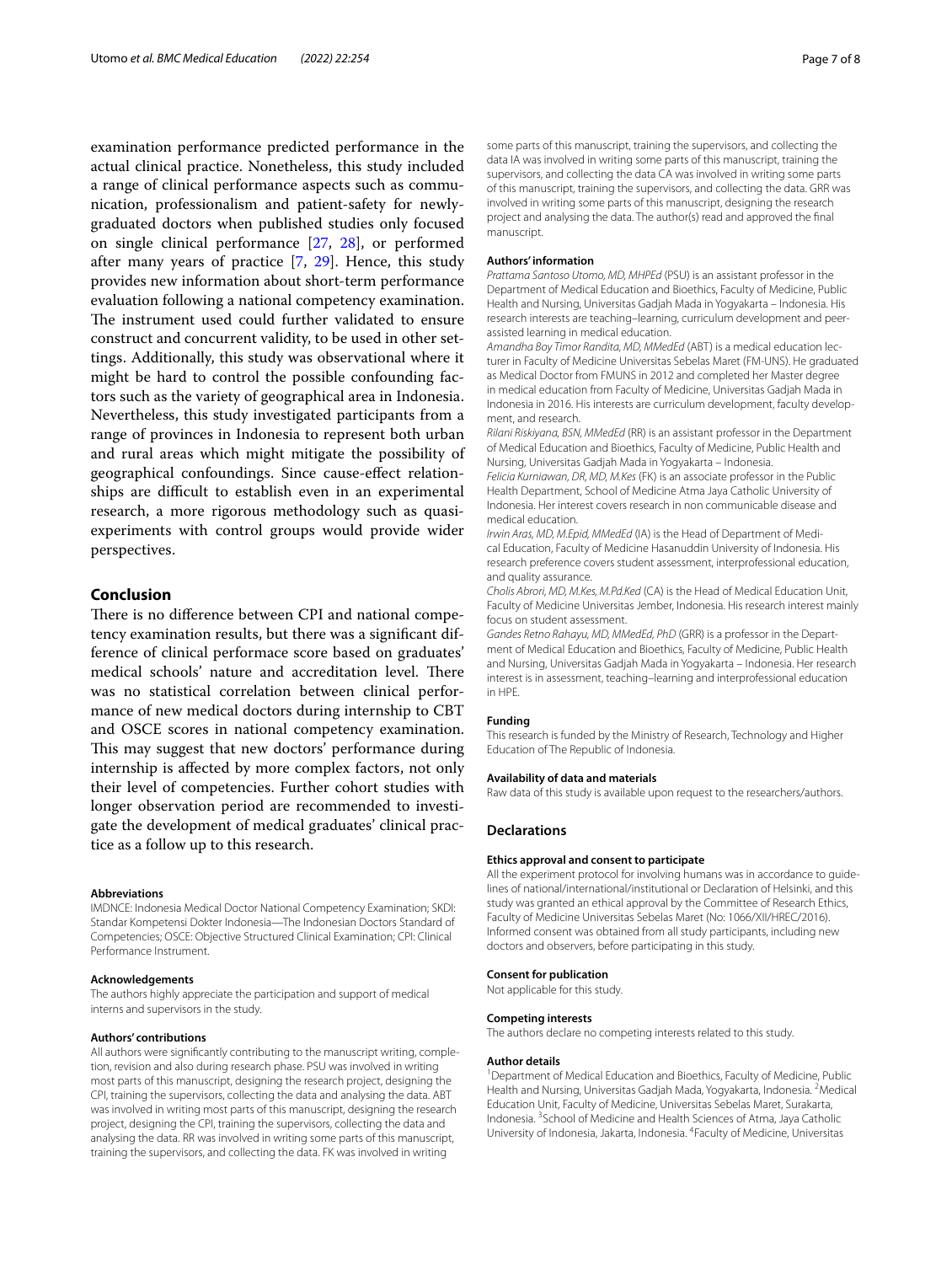examination performance predicted performance in the actual clinical practice. Nonetheless, this study included a range of clinical performance aspects such as communication, professionalism and patient-safety for newly-graduated doctors when published studies only focused on single clinical performance [27, 28], or performed after many years of practice [7, 29]. Hence, this study provides new information about short-term performance evaluation following a national competency examination. The instrument used could further validated to ensure construct and concurrent validity, to be used in other settings. Additionally, this study was observational where it might be hard to control the possible confounding factors such as the variety of geographical area in Indonesia. Nevertheless, this study investigated participants from a range of provinces in Indonesia to represent both urban and rural areas which might mitigate the possibility of geographical confoundings. Since cause-effect relationships are difficult to establish even in an experimental research, a more rigorous methodology such as quasi-experiments with control groups would provide wider perspectives.

## Conclusion

There is no difference between CPI and national competency examination results, but there was a significant difference of clinical performace score based on graduates' medical schools' nature and accreditation level. There was no statistical correlation between clinical performance of new medical doctors during internship to CBT and OSCE scores in national competency examination. This may suggest that new doctors' performance during internship is affected by more complex factors, not only their level of competencies. Further cohort studies with longer observation period are recommended to investigate the development of medical graduates' clinical practice as a follow up to this research.

#### Abbreviations

IMDNCE: Indonesia Medical Doctor National Competency Examination; SKDI: Standar Kompetensi Dokter Indonesia—The Indonesian Doctors Standard of Competencies; OSCE: Objective Structured Clinical Examination; CPI: Clinical Performance Instrument.

#### Acknowledgements

The authors highly appreciate the participation and support of medical interns and supervisors in the study.

#### Authors' contributions

All authors were significantly contributing to the manuscript writing, completion, revision and also during research phase. PSU was involved in writing most parts of this manuscript, designing the research project, designing the CPI, training the supervisors, collecting the data and analysing the data. ABT was involved in writing most parts of this manuscript, designing the research project, designing the CPI, training the supervisors, collecting the data and analysing the data. RR was involved in writing some parts of this manuscript, training the supervisors, and collecting the data. FK was involved in writing some parts of this manuscript, training the supervisors, and collecting the data IA was involved in writing some parts of this manuscript, training the supervisors, and collecting the data CA was involved in writing some parts of this manuscript, training the supervisors, and collecting the data. GRR was involved in writing some parts of this manuscript, designing the research project and analysing the data. The author(s) read and approved the final manuscript.

#### Authors' information

*Prattama Santoso Utomo, MD, MHPEd* (PSU) is an assistant professor in the Department of Medical Education and Bioethics, Faculty of Medicine, Public Health and Nursing, Universitas Gadjah Mada in Yogyakarta – Indonesia. His research interests are teaching–learning, curriculum development and peer-assisted learning in medical education.

*Amandha Boy Timor Randita, MD, MMedEd* (ABT) is a medical education lecturer in Faculty of Medicine Universitas Sebelas Maret (FM-UNS). He graduated as Medical Doctor from FMUNS in 2012 and completed her Master degree in medical education from Faculty of Medicine, Universitas Gadjah Mada in Indonesia in 2016. His interests are curriculum development, faculty development, and research.

*Rilani Riskiyana, BSN, MMedEd* (RR) is an assistant professor in the Department of Medical Education and Bioethics, Faculty of Medicine, Public Health and Nursing, Universitas Gadjah Mada in Yogyakarta – Indonesia.

*Felicia Kurniawan, DR, MD, M.Kes* (FK) is an associate professor in the Public Health Department, School of Medicine Atma Jaya Catholic University of Indonesia. Her interest covers research in non communicable disease and medical education.

*Irwin Aras, MD, M.Epid, MMedEd* (IA) is the Head of Department of Medical Education, Faculty of Medicine Hasanuddin University of Indonesia. His research preference covers student assessment, interprofessional education, and quality assurance.

*Cholis Abrori, MD, M.Kes, M.Pd.Ked* (CA) is the Head of Medical Education Unit, Faculty of Medicine Universitas Jember, Indonesia. His research interest mainly focus on student assessment.

*Gandes Retno Rahayu, MD, MMedEd, PhD* (GRR) is a professor in the Department of Medical Education and Bioethics, Faculty of Medicine, Public Health and Nursing, Universitas Gadjah Mada in Yogyakarta – Indonesia. Her research interest is in assessment, teaching–learning and interprofessional education in HPE.

#### Funding

This research is funded by the Ministry of Research, Technology and Higher Education of The Republic of Indonesia.

#### Availability of data and materials

Raw data of this study is available upon request to the researchers/authors.

### Declarations

#### Ethics approval and consent to participate

All the experiment protocol for involving humans was in accordance to guidelines of national/international/institutional or Declaration of Helsinki, and this study was granted an ethical approval by the Committee of Research Ethics, Faculty of Medicine Universitas Sebelas Maret (No: 1066/XII/HREC/2016). Informed consent was obtained from all study participants, including new doctors and observers, before participating in this study.

#### Consent for publication

Not applicable for this study.

#### Competing interests

The authors declare no competing interests related to this study.

#### Author details

[1]Department of Medical Education and Bioethics, Faculty of Medicine, Public Health and Nursing, Universitas Gadjah Mada, Yogyakarta, Indonesia. [2]Medical Education Unit, Faculty of Medicine, Universitas Sebelas Maret, Surakarta, Indonesia. [3]School of Medicine and Health Sciences of Atma, Jaya Catholic University of Indonesia, Jakarta, Indonesia. [4]Faculty of Medicine, Universitas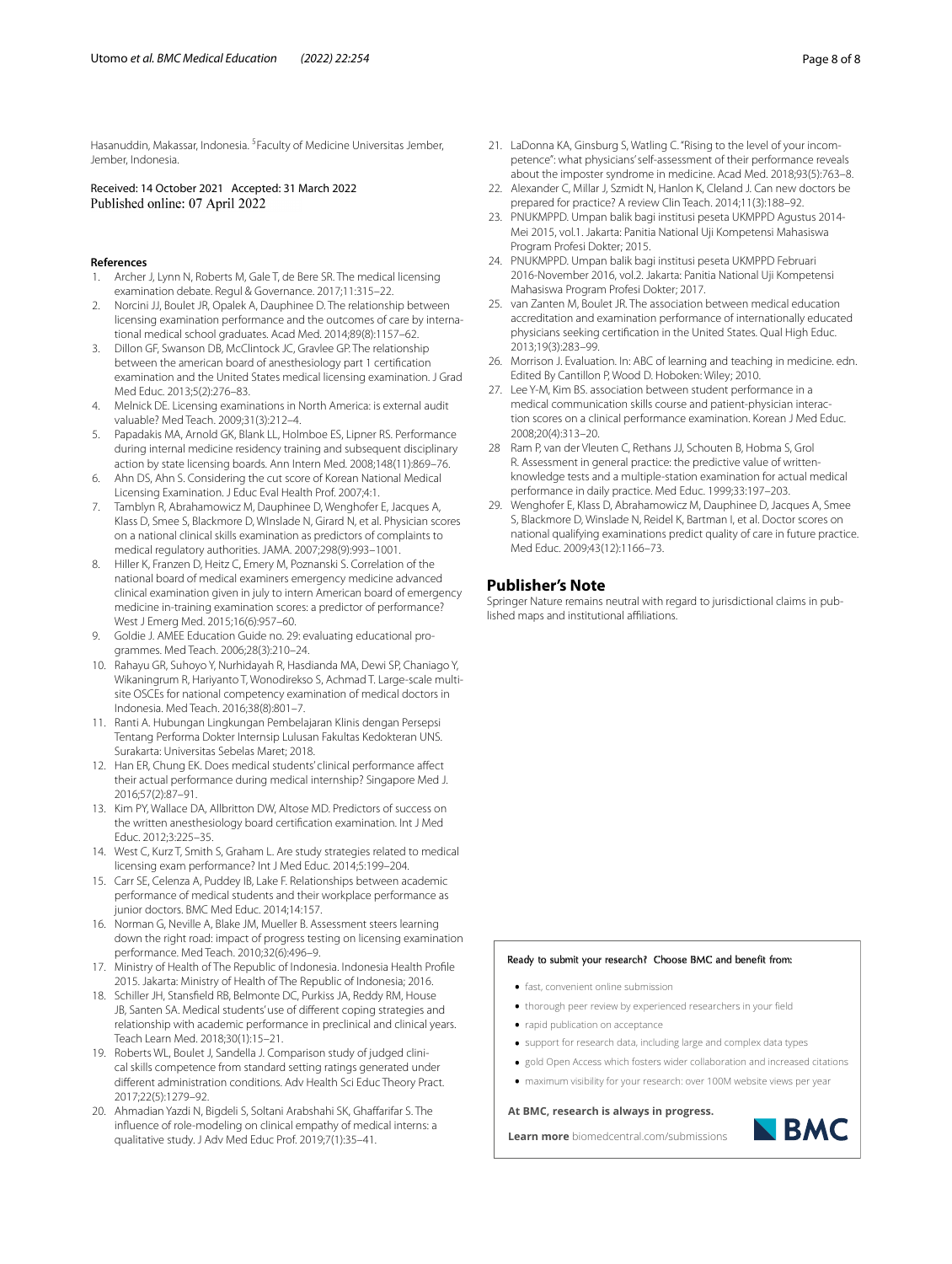Hasanuddin, Makassar, Indonesia. [5]Faculty of Medicine Universitas Jember, Jember, Indonesia.

Received: 14 October 2021 Accepted: 31 March 2022
Published online: 07 April 2022

## References

1. Archer J, Lynn N, Roberts M, Gale T, de Bere SR. The medical licensing examination debate. Regul & Governance. 2017;11:315–22.
2. Norcini JJ, Boulet JR, Opalek A, Dauphinee D. The relationship between licensing examination performance and the outcomes of care by international medical school graduates. Acad Med. 2014;89(8):1157–62.
3. Dillon GF, Swanson DB, McClintock JC, Gravlee GP. The relationship between the american board of anesthesiology part 1 certification examination and the United States medical licensing examination. J Grad Med Educ. 2013;5(2):276–83.
4. Melnick DE. Licensing examinations in North America: is external audit valuable? Med Teach. 2009;31(3):212–4.
5. Papadakis MA, Arnold GK, Blank LL, Holmboe ES, Lipner RS. Performance during internal medicine residency training and subsequent disciplinary action by state licensing boards. Ann Intern Med. 2008;148(11):869–76.
6. Ahn DS, Ahn S. Considering the cut score of Korean National Medical Licensing Examination. J Educ Eval Health Prof. 2007;4:1.
7. Tamblyn R, Abrahamowicz M, Dauphinee D, Wenghofer E, Jacques A, Klass D, Smee S, Blackmore D, WInslade N, Girard N, et al. Physician scores on a national clinical skills examination as predictors of complaints to medical regulatory authorities. JAMA. 2007;298(9):993–1001.
8. Hiller K, Franzen D, Heitz C, Emery M, Poznanski S. Correlation of the national board of medical examiners emergency medicine advanced clinical examination given in july to intern American board of emergency medicine in-training examination scores: a predictor of performance? West J Emerg Med. 2015;16(6):957–60.
9. Goldie J. AMEE Education Guide no. 29: evaluating educational programmes. Med Teach. 2006;28(3):210–24.
10. Rahayu GR, Suhoyo Y, Nurhidayah R, Hasdianda MA, Dewi SP, Chaniago Y, Wikaningrum R, Hariyanto T, Wonodirekso S, Achmad T. Large-scale multi-site OSCEs for national competency examination of medical doctors in Indonesia. Med Teach. 2016;38(8):801–7.
11. Ranti A. Hubungan Lingkungan Pembelajaran Klinis dengan Persepsi Tentang Performa Dokter Internsip Lulusan Fakultas Kedokteran UNS. Surakarta: Universitas Sebelas Maret; 2018.
12. Han ER, Chung EK. Does medical students' clinical performance affect their actual performance during medical internship? Singapore Med J. 2016;57(2):87–91.
13. Kim PY, Wallace DA, Allbritton DW, Altose MD. Predictors of success on the written anesthesiology board certification examination. Int J Med Educ. 2012;3:225–35.
14. West C, Kurz T, Smith S, Graham L. Are study strategies related to medical licensing exam performance? Int J Med Educ. 2014;5:199–204.
15. Carr SE, Celenza A, Puddey IB, Lake F. Relationships between academic performance of medical students and their workplace performance as junior doctors. BMC Med Educ. 2014;14:157.
16. Norman G, Neville A, Blake JM, Mueller B. Assessment steers learning down the right road: impact of progress testing on licensing examination performance. Med Teach. 2010;32(6):496–9.
17. Ministry of Health of The Republic of Indonesia. Indonesia Health Profile 2015. Jakarta: Ministry of Health of The Republic of Indonesia; 2016.
18. Schiller JH, Stansfield RB, Belmonte DC, Purkiss JA, Reddy RM, House JB, Santen SA. Medical students' use of different coping strategies and relationship with academic performance in preclinical and clinical years. Teach Learn Med. 2018;30(1):15–21.
19. Roberts WL, Boulet J, Sandella J. Comparison study of judged clinical skills competence from standard setting ratings generated under different administration conditions. Adv Health Sci Educ Theory Pract. 2017;22(5):1279–92.
20. Ahmadian Yazdi N, Bigdeli S, Soltani Arabshahi SK, Ghaffarifar S. The influence of role-modeling on clinical empathy of medical interns: a qualitative study. J Adv Med Educ Prof. 2019;7(1):35–41.
21. LaDonna KA, Ginsburg S, Watling C. "Rising to the level of your incompetence": what physicians' self-assessment of their performance reveals about the imposter syndrome in medicine. Acad Med. 2018;93(5):763–8.
22. Alexander C, Millar J, Szmidt N, Hanlon K, Cleland J. Can new doctors be prepared for practice? A review Clin Teach. 2014;11(3):188–92.
23. PNUKMPPD. Umpan balik bagi institusi peseta UKMPPD Agustus 2014-Mei 2015, vol.1. Jakarta: Panitia National Uji Kompetensi Mahasiswa Program Profesi Dokter; 2015.
24. PNUKMPPD. Umpan balik bagi institusi peseta UKMPPD Februari 2016-November 2016, vol.2. Jakarta: Panitia National Uji Kompetensi Mahasiswa Program Profesi Dokter; 2017.
25. van Zanten M, Boulet JR. The association between medical education accreditation and examination performance of internationally educated physicians seeking certification in the United States. Qual High Educ. 2013;19(3):283–99.
26. Morrison J. Evaluation. In: ABC of learning and teaching in medicine. edn. Edited By Cantillon P, Wood D. Hoboken: Wiley; 2010.
27. Lee Y-M, Kim BS. association between student performance in a medical communication skills course and patient-physician interaction scores on a clinical performance examination. Korean J Med Educ. 2008;20(4):313–20.
28. Ram P, van der Vleuten C, Rethans JJ, Schouten B, Hobma S, Grol R. Assessment in general practice: the predictive value of written-knowledge tests and a multiple-station examination for actual medical performance in daily practice. Med Educ. 1999;33:197–203.
29. Wenghofer E, Klass D, Abrahamowicz M, Dauphinee D, Jacques A, Smee S, Blackmore D, Winslade N, Reidel K, Bartman I, et al. Doctor scores on national qualifying examinations predict quality of care in future practice. Med Educ. 2009;43(12):1166–73.

## Publisher's Note

Springer Nature remains neutral with regard to jurisdictional claims in published maps and institutional affiliations.

Ready to submit your research? Choose BMC and benefit from:

- fast, convenient online submission
- thorough peer review by experienced researchers in your field
- rapid publication on acceptance
- support for research data, including large and complex data types
- gold Open Access which fosters wider collaboration and increased citations
- maximum visibility for your research: over 100M website views per year

**At BMC, research is always in progress.**

**Learn more** biomedcentral.com/submissions

BMC